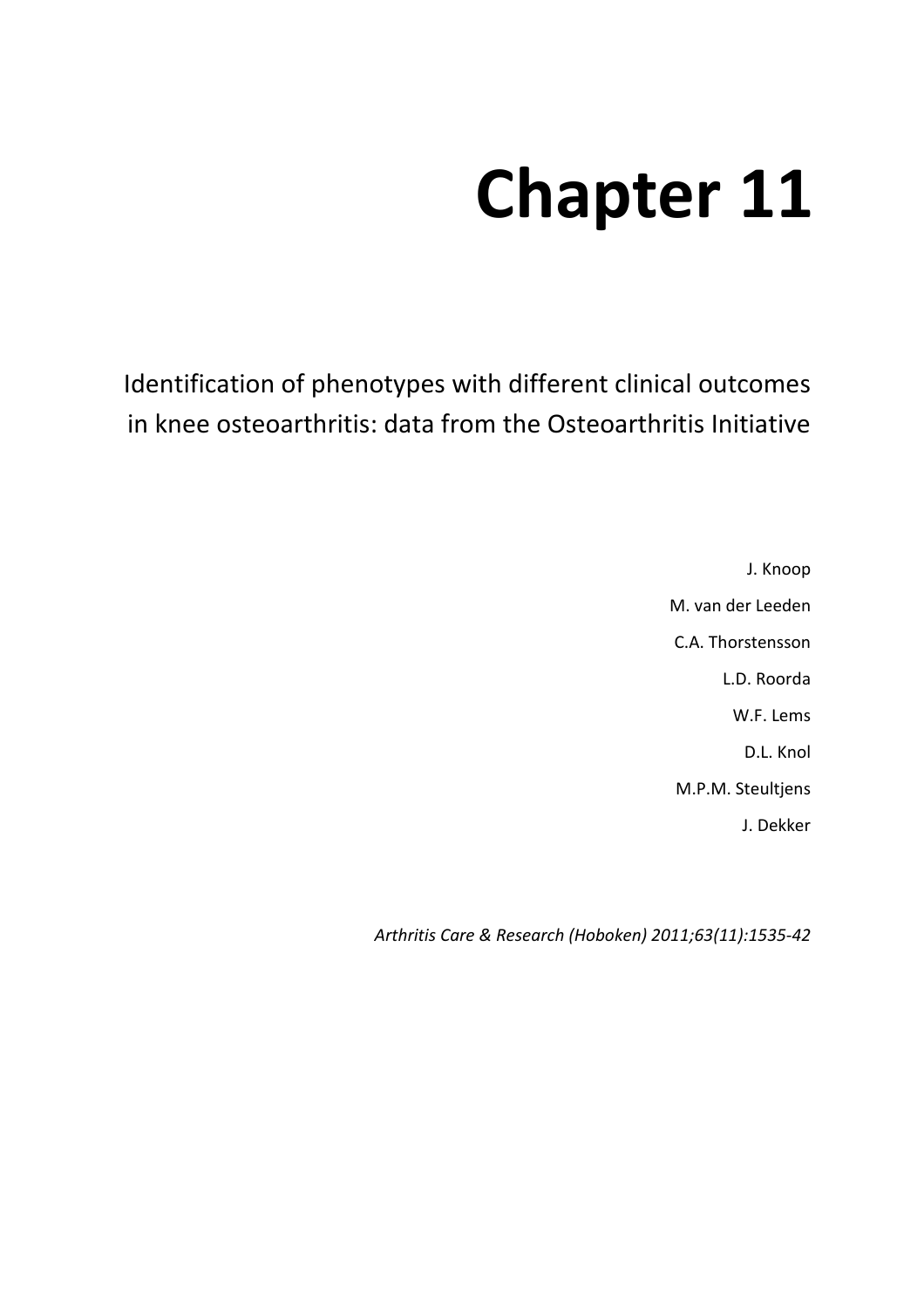# Chapter 11

## Identification of phenotypes with different clinical outcomes in knee osteoarthritis: data from the Osteoarthritis Initiative

J. Knoop

M. van der Leeden

C.A. Thorstensson

L.D. Roorda

W.F. Lems

D.L. Knol

M.P.M. Steultjens

J. Dekker

*Arthritis Care & Research (Hoboken) 2011;63(11):1535-42*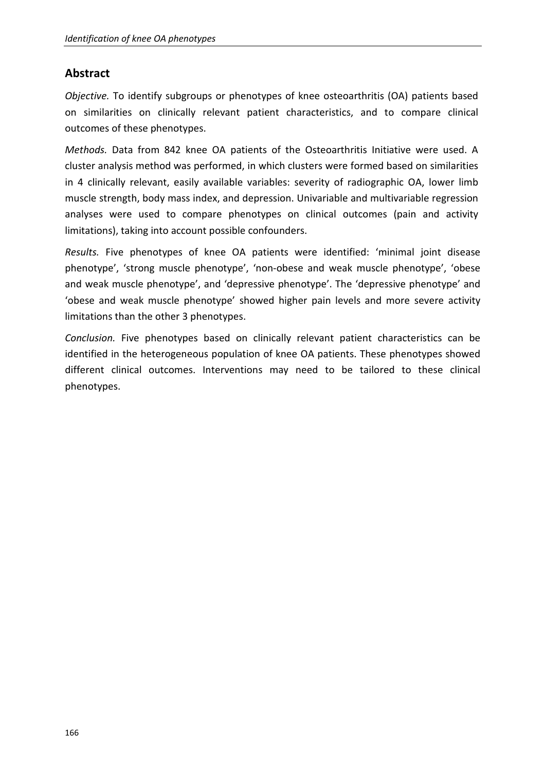## Abstract

*Objective.* To identify subgroups or phenotypes of knee osteoarthritis (OA) patients based on similarities on clinically relevant patient characteristics, and to compare clinical outcomes of these phenotypes.

*Methods.* Data from 842 knee OA patients of the Osteoarthritis Initiative were used. A cluster analysis method was performed, in which clusters were formed based on similarities in 4 clinically relevant, easily available variables: severity of radiographic OA, lower limb muscle strength, body mass index, and depression. Univariable and multivariable regression analyses were used to compare phenotypes on clinical outcomes (pain and activity limitations), taking into account possible confounders.

*Results.* Five phenotypes of knee OA patients were identified: 'minimal joint disease phenotype', 'strong muscle phenotype', 'non-obese and weak muscle phenotype', 'obese and weak muscle phenotype', and 'depressive phenotype'. The 'depressive phenotype' and 'obese and weak muscle phenotype' showed higher pain levels and more severe activity limitations than the other 3 phenotypes.

*Conclusion.* Five phenotypes based on clinically relevant patient characteristics can be identified in the heterogeneous population of knee OA patients. These phenotypes showed different clinical outcomes. Interventions may need to be tailored to these clinical phenotypes.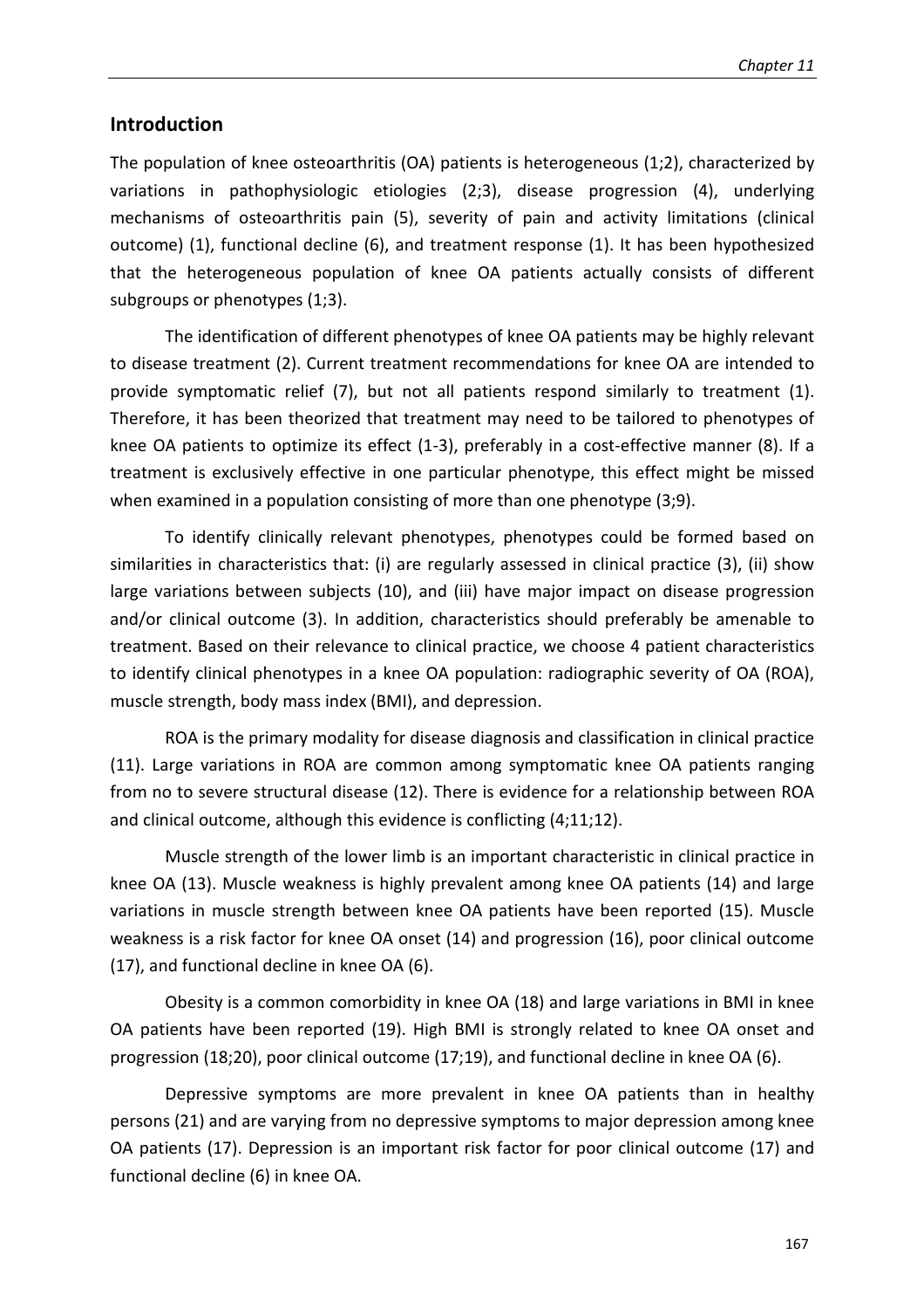## Introduction

The population of knee osteoarthritis (OA) patients is heterogeneous (1;2), characterized by variations in pathophysiologic etiologies (2;3), disease progression (4), underlying mechanisms of osteoarthritis pain (5), severity of pain and activity limitations (clinical outcome) (1), functional decline (6), and treatment response (1). It has been hypothesized that the heterogeneous population of knee OA patients actually consists of different subgroups or phenotypes (1;3).

The identification of different phenotypes of knee OA patients may be highly relevant to disease treatment (2). Current treatment recommendations for knee OA are intended to provide symptomatic relief (7), but not all patients respond similarly to treatment (1). Therefore, it has been theorized that treatment may need to be tailored to phenotypes of knee OA patients to optimize its effect (1-3), preferably in a cost-effective manner (8). If a treatment is exclusively effective in one particular phenotype, this effect might be missed when examined in a population consisting of more than one phenotype (3;9).

To identify clinically relevant phenotypes, phenotypes could be formed based on similarities in characteristics that: (i) are regularly assessed in clinical practice (3), (ii) show large variations between subjects (10), and (iii) have major impact on disease progression and/or clinical outcome (3). In addition, characteristics should preferably be amenable to treatment. Based on their relevance to clinical practice, we choose 4 patient characteristics to identify clinical phenotypes in a knee OA population: radiographic severity of OA (ROA), muscle strength, body mass index (BMI), and depression.

ROA is the primary modality for disease diagnosis and classification in clinical practice (11). Large variations in ROA are common among symptomatic knee OA patients ranging from no to severe structural disease (12). There is evidence for a relationship between ROA and clinical outcome, although this evidence is conflicting (4;11;12).

Muscle strength of the lower limb is an important characteristic in clinical practice in knee OA (13). Muscle weakness is highly prevalent among knee OA patients (14) and large variations in muscle strength between knee OA patients have been reported (15). Muscle weakness is a risk factor for knee OA onset (14) and progression (16), poor clinical outcome (17), and functional decline in knee OA (6).

Obesity is a common comorbidity in knee OA (18) and large variations in BMI in knee OA patients have been reported (19). High BMI is strongly related to knee OA onset and progression (18;20), poor clinical outcome (17;19), and functional decline in knee OA (6).

Depressive symptoms are more prevalent in knee OA patients than in healthy persons (21) and are varying from no depressive symptoms to major depression among knee OA patients (17). Depression is an important risk factor for poor clinical outcome (17) and functional decline (6) in knee OA.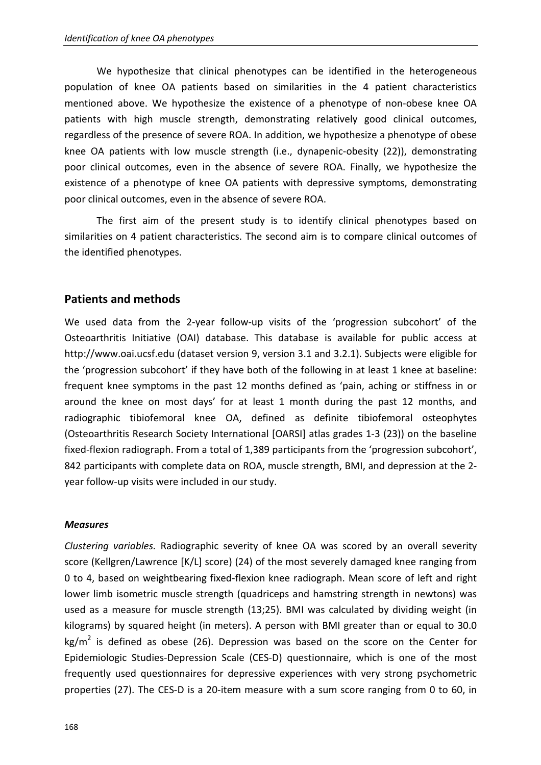We hypothesize that clinical phenotypes can be identified in the heterogeneous population of knee OA patients based on similarities in the 4 patient characteristics mentioned above. We hypothesize the existence of a phenotype of non-obese knee OA patients with high muscle strength, demonstrating relatively good clinical outcomes, regardless of the presence of severe ROA. In addition, we hypothesize a phenotype of obese knee OA patients with low muscle strength (i.e., dynapenic-obesity (22)), demonstrating poor clinical outcomes, even in the absence of severe ROA. Finally, we hypothesize the existence of a phenotype of knee OA patients with depressive symptoms, demonstrating poor clinical outcomes, even in the absence of severe ROA.

The first aim of the present study is to identify clinical phenotypes based on similarities on 4 patient characteristics. The second aim is to compare clinical outcomes of the identified phenotypes.

## Patients and methods

We used data from the 2-year follow-up visits of the 'progression subcohort' of the Osteoarthritis Initiative (OAI) database. This database is available for public access at http://www.oai.ucsf.edu (dataset version 9, version 3.1 and 3.2.1). Subjects were eligible for the 'progression subcohort' if they have both of the following in at least 1 knee at baseline: frequent knee symptoms in the past 12 months defined as 'pain, aching or stiffness in or around the knee on most days' for at least 1 month during the past 12 months, and radiographic tibiofemoral knee OA, defined as definite tibiofemoral osteophytes (Osteoarthritis Research Society International [OARSI] atlas grades 1-3 (23)) on the baseline fixed-flexion radiograph. From a total of 1,389 participants from the 'progression subcohort', 842 participants with complete data on ROA, muscle strength, BMI, and depression at the 2-year follow-up visits were included in our study.

### *Measures*

*Clustering variables.* Radiographic severity of knee OA was scored by an overall severity score (Kellgren/Lawrence [K/L] score) (24) of the most severely damaged knee ranging from 0 to 4, based on weightbearing fixed-flexion knee radiograph. Mean score of left and right lower limb isometric muscle strength (quadriceps and hamstring strength in newtons) was used as a measure for muscle strength (13;25). BMI was calculated by dividing weight (in kilograms) by squared height (in meters). A person with BMI greater than or equal to 30.0 $kg/m^2$ is defined as obese (26). Depression was based on the score on the Center for Epidemiologic Studies-Depression Scale (CES-D) questionnaire, which is one of the most frequently used questionnaires for depressive experiences with very strong psychometric properties (27). The CES-D is a 20-item measure with a sum score ranging from 0 to 60, in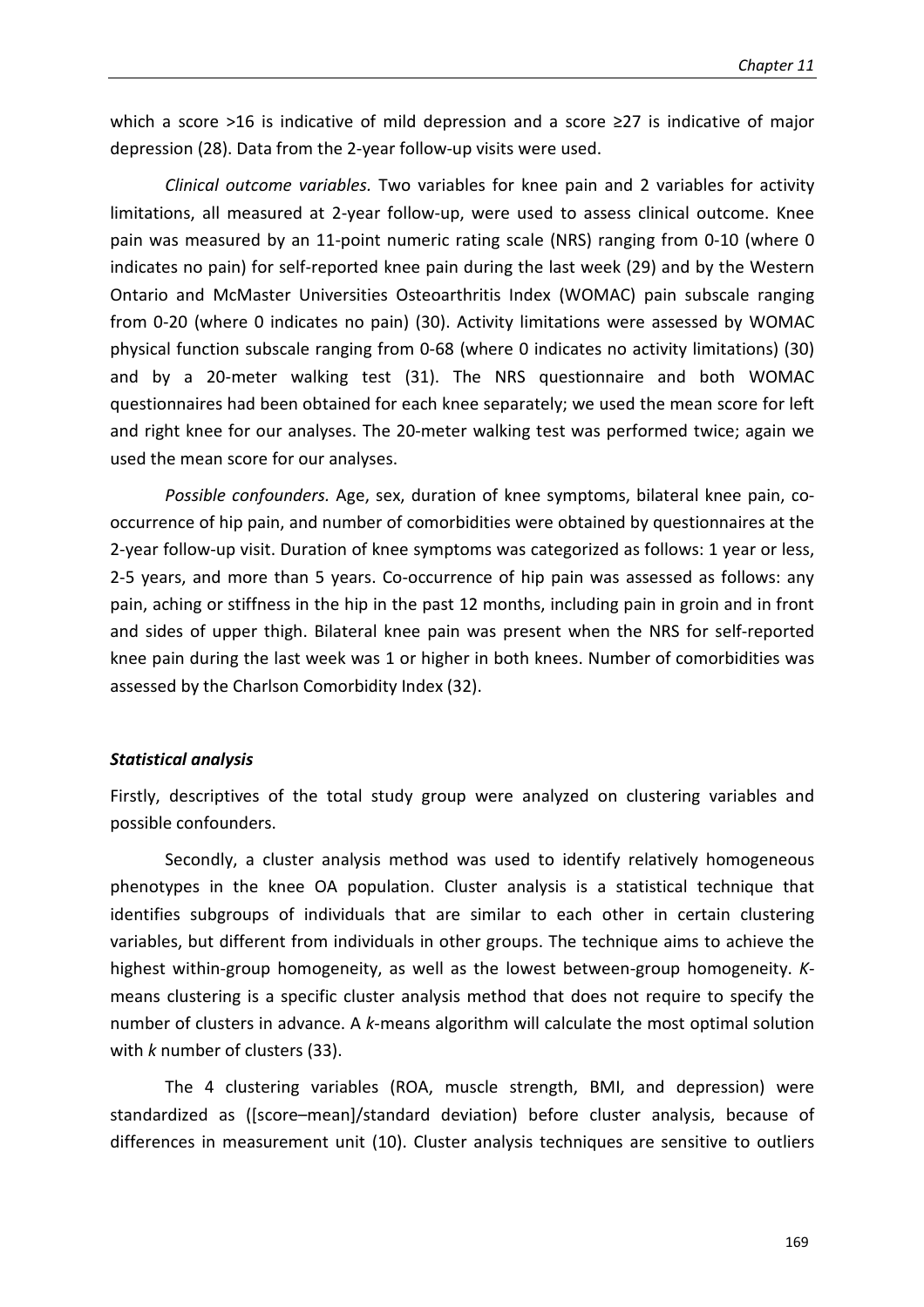which a score >16 is indicative of mild depression and a score ≥27 is indicative of major depression (28). Data from the 2-year follow-up visits were used.

*Clinical outcome variables.* Two variables for knee pain and 2 variables for activity limitations, all measured at 2-year follow-up, were used to assess clinical outcome. Knee pain was measured by an 11-point numeric rating scale (NRS) ranging from 0-10 (where 0 indicates no pain) for self-reported knee pain during the last week (29) and by the Western Ontario and McMaster Universities Osteoarthritis Index (WOMAC) pain subscale ranging from 0-20 (where 0 indicates no pain) (30). Activity limitations were assessed by WOMAC physical function subscale ranging from 0-68 (where 0 indicates no activity limitations) (30) and by a 20-meter walking test (31). The NRS questionnaire and both WOMAC questionnaires had been obtained for each knee separately; we used the mean score for left and right knee for our analyses. The 20-meter walking test was performed twice; again we used the mean score for our analyses.

*Possible confounders.* Age, sex, duration of knee symptoms, bilateral knee pain, co-occurrence of hip pain, and number of comorbidities were obtained by questionnaires at the 2-year follow-up visit. Duration of knee symptoms was categorized as follows: 1 year or less, 2-5 years, and more than 5 years. Co-occurrence of hip pain was assessed as follows: any pain, aching or stiffness in the hip in the past 12 months, including pain in groin and in front and sides of upper thigh. Bilateral knee pain was present when the NRS for self-reported knee pain during the last week was 1 or higher in both knees. Number of comorbidities was assessed by the Charlson Comorbidity Index (32).

### ***Statistical analysis***

Firstly, descriptives of the total study group were analyzed on clustering variables and possible confounders.

Secondly, a cluster analysis method was used to identify relatively homogeneous phenotypes in the knee OA population. Cluster analysis is a statistical technique that identifies subgroups of individuals that are similar to each other in certain clustering variables, but different from individuals in other groups. The technique aims to achieve the highest within-group homogeneity, as well as the lowest between-group homogeneity. *K*-means clustering is a specific cluster analysis method that does not require to specify the number of clusters in advance. A *k*-means algorithm will calculate the most optimal solution with *k* number of clusters (33).

The 4 clustering variables (ROA, muscle strength, BMI, and depression) were standardized as ([score–mean]/standard deviation) before cluster analysis, because of differences in measurement unit (10). Cluster analysis techniques are sensitive to outliers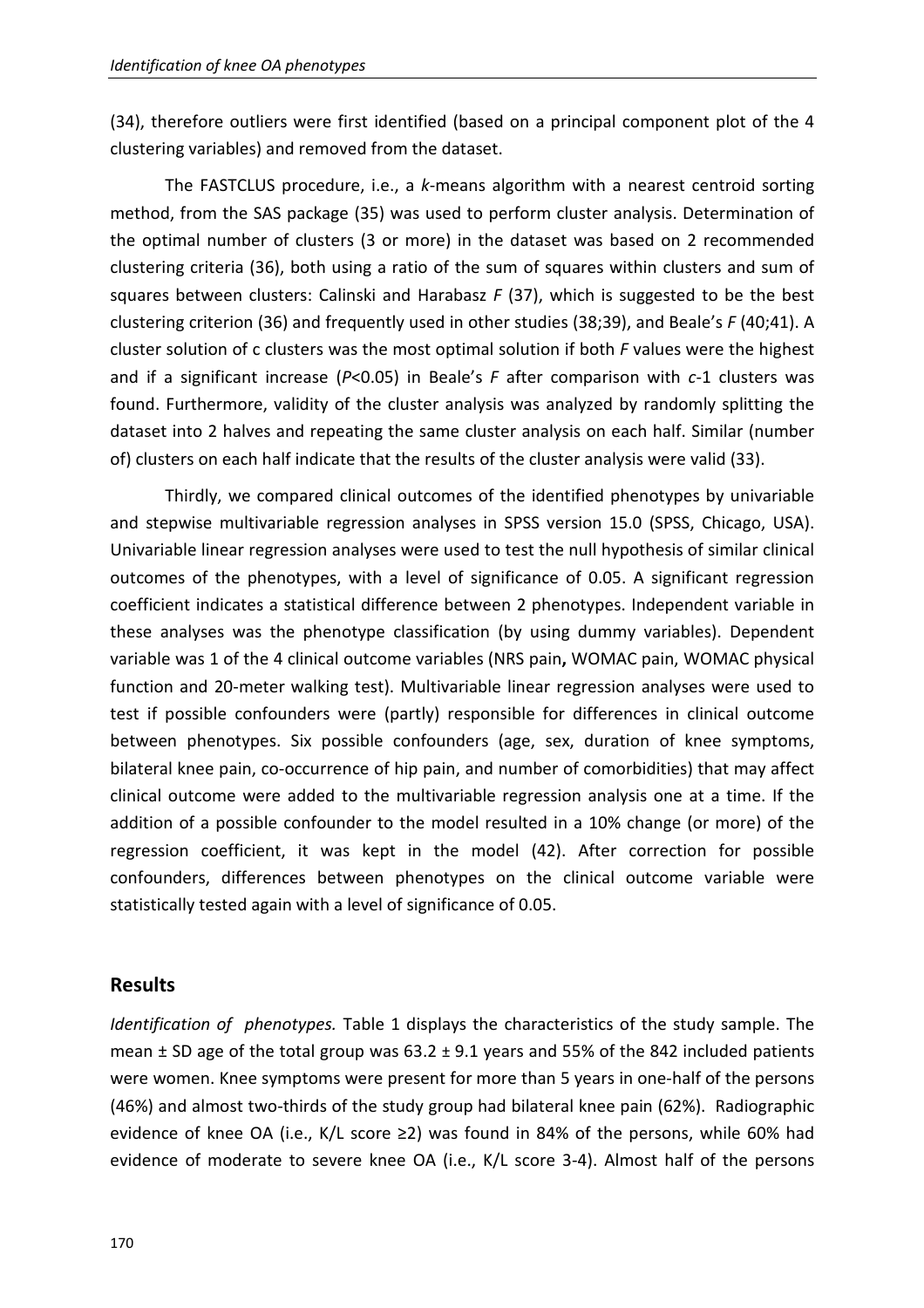(34), therefore outliers were first identified (based on a principal component plot of the 4 clustering variables) and removed from the dataset.

The FASTCLUS procedure, i.e., a *k*-means algorithm with a nearest centroid sorting method, from the SAS package (35) was used to perform cluster analysis. Determination of the optimal number of clusters (3 or more) in the dataset was based on 2 recommended clustering criteria (36), both using a ratio of the sum of squares within clusters and sum of squares between clusters: Calinski and Harabasz *F* (37), which is suggested to be the best clustering criterion (36) and frequently used in other studies (38;39), and Beale's *F* (40;41). A cluster solution of c clusters was the most optimal solution if both *F* values were the highest and if a significant increase ($P<0.05$) in Beale's *F* after comparison with *c*-1 clusters was found. Furthermore, validity of the cluster analysis was analyzed by randomly splitting the dataset into 2 halves and repeating the same cluster analysis on each half. Similar (number of) clusters on each half indicate that the results of the cluster analysis were valid (33).

Thirdly, we compared clinical outcomes of the identified phenotypes by univariable and stepwise multivariable regression analyses in SPSS version 15.0 (SPSS, Chicago, USA). Univariable linear regression analyses were used to test the null hypothesis of similar clinical outcomes of the phenotypes, with a level of significance of 0.05. A significant regression coefficient indicates a statistical difference between 2 phenotypes. Independent variable in these analyses was the phenotype classification (by using dummy variables). Dependent variable was 1 of the 4 clinical outcome variables (NRS pain**,** WOMAC pain, WOMAC physical function and 20-meter walking test). Multivariable linear regression analyses were used to test if possible confounders were (partly) responsible for differences in clinical outcome between phenotypes. Six possible confounders (age, sex, duration of knee symptoms, bilateral knee pain, co-occurrence of hip pain, and number of comorbidities) that may affect clinical outcome were added to the multivariable regression analysis one at a time. If the addition of a possible confounder to the model resulted in a 10% change (or more) of the regression coefficient, it was kept in the model (42). After correction for possible confounders, differences between phenotypes on the clinical outcome variable were statistically tested again with a level of significance of 0.05.

## Results

*Identification of phenotypes.* Table 1 displays the characteristics of the study sample. The mean ± SD age of the total group was 63.2 ± 9.1 years and 55% of the 842 included patients were women. Knee symptoms were present for more than 5 years in one-half of the persons (46%) and almost two-thirds of the study group had bilateral knee pain (62%). Radiographic evidence of knee OA (i.e., K/L score ≥2) was found in 84% of the persons, while 60% had evidence of moderate to severe knee OA (i.e., K/L score 3-4). Almost half of the persons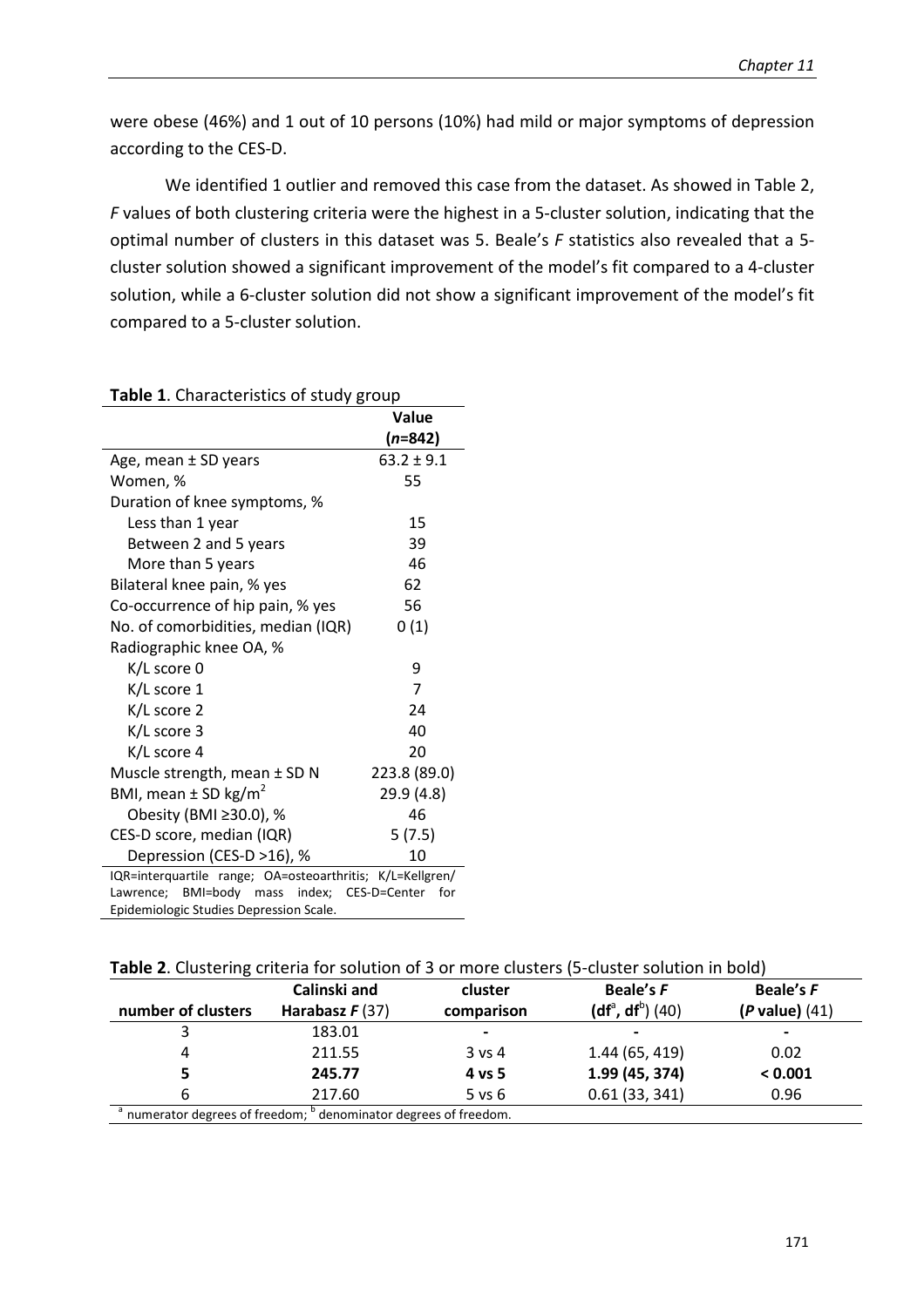were obese (46%) and 1 out of 10 persons (10%) had mild or major symptoms of depression according to the CES-D.

We identified 1 outlier and removed this case from the dataset. As showed in Table 2, *F* values of both clustering criteria were the highest in a 5-cluster solution, indicating that the optimal number of clusters in this dataset was 5. Beale's *F* statistics also revealed that a 5-cluster solution showed a significant improvement of the model's fit compared to a 4-cluster solution, while a 6-cluster solution did not show a significant improvement of the model's fit compared to a 5-cluster solution.

**Table 1**. Characteristics of study group

| | Value ($n$=842) |
|---|---|
| Age, mean ± SD years | 63.2 ± 9.1 |
| Women, % | 55 |
| Duration of knee symptoms, % | |
| Less than 1 year | 15 |
| Between 2 and 5 years | 39 |
| More than 5 years | 46 |
| Bilateral knee pain, % yes | 62 |
| Co-occurrence of hip pain, % yes | 56 |
| No. of comorbidities, median (IQR) | 0 (1) |
| Radiographic knee OA, % | |
| K/L score 0 | 9 |
| K/L score 1 | 7 |
| K/L score 2 | 24 |
| K/L score 3 | 40 |
| K/L score 4 | 20 |
| Muscle strength, mean ± SD N | 223.8 (89.0) |
| BMI, mean ± SD kg/m$^2$ | 29.9 (4.8) |
| Obesity (BMI ≥30.0), % | 46 |
| CES-D score, median (IQR) | 5 (7.5) |
| Depression (CES-D >16), % | 10 |

IQR=interquartile range; OA=osteoarthritis; K/L=Kellgren/Lawrence; BMI=body mass index; CES-D=Center for Epidemiologic Studies Depression Scale.

**Table 2**. Clustering criteria for solution of 3 or more clusters (5-cluster solution in bold)

| number of clusters | Calinski and Harabasz *F* (37) | cluster comparison | Beale's *F* (df[a], df[b]) (40) | Beale's *F* (*P* value) (41) |
|---|---|---|---|---|
| 3 | 183.01 | - | - | - |
| 4 | 211.55 | 3 vs 4 | 1.44 (65, 419) | 0.02 |
| **5** | **245.77** | **4 vs 5** | **1.99 (45, 374)** | **< 0.001** |
| 6 | 217.60 | 5 vs 6 | 0.61 (33, 341) | 0.96 |

[a] numerator degrees of freedom; [b] denominator degrees of freedom.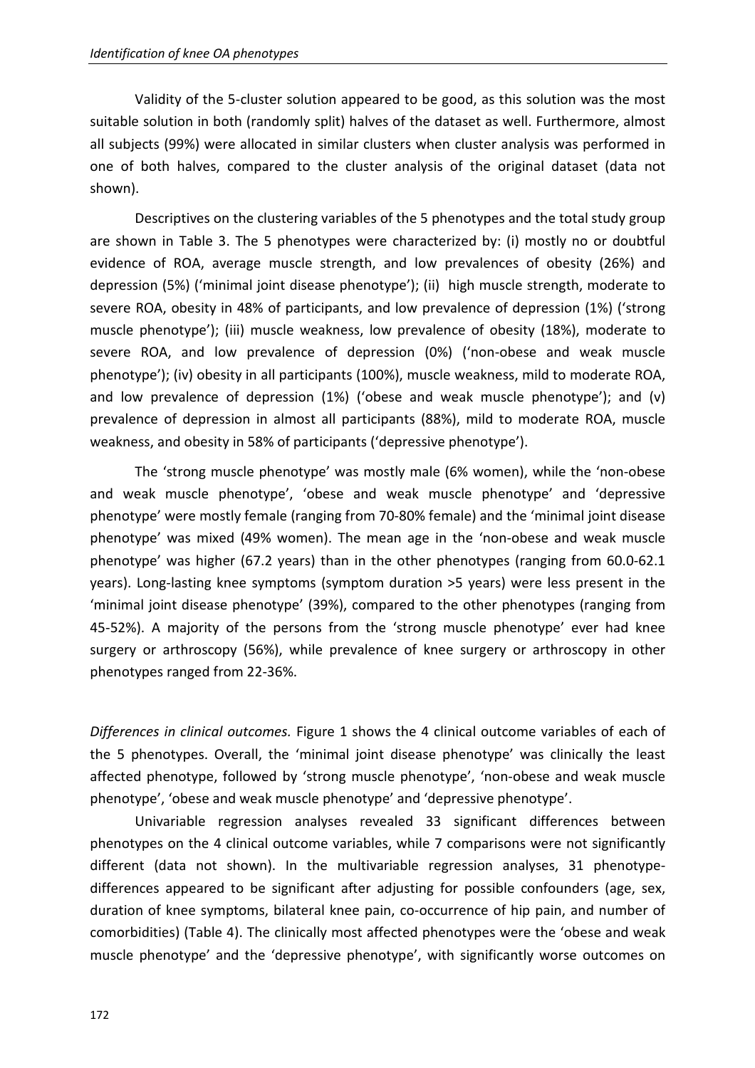Validity of the 5-cluster solution appeared to be good, as this solution was the most suitable solution in both (randomly split) halves of the dataset as well. Furthermore, almost all subjects (99%) were allocated in similar clusters when cluster analysis was performed in one of both halves, compared to the cluster analysis of the original dataset (data not shown).

Descriptives on the clustering variables of the 5 phenotypes and the total study group are shown in Table 3. The 5 phenotypes were characterized by: (i) mostly no or doubtful evidence of ROA, average muscle strength, and low prevalences of obesity (26%) and depression (5%) ('minimal joint disease phenotype'); (ii) high muscle strength, moderate to severe ROA, obesity in 48% of participants, and low prevalence of depression (1%) ('strong muscle phenotype'); (iii) muscle weakness, low prevalence of obesity (18%), moderate to severe ROA, and low prevalence of depression (0%) ('non-obese and weak muscle phenotype'); (iv) obesity in all participants (100%), muscle weakness, mild to moderate ROA, and low prevalence of depression (1%) ('obese and weak muscle phenotype'); and (v) prevalence of depression in almost all participants (88%), mild to moderate ROA, muscle weakness, and obesity in 58% of participants ('depressive phenotype').

The 'strong muscle phenotype' was mostly male (6% women), while the 'non-obese and weak muscle phenotype', 'obese and weak muscle phenotype' and 'depressive phenotype' were mostly female (ranging from 70-80% female) and the 'minimal joint disease phenotype' was mixed (49% women). The mean age in the 'non-obese and weak muscle phenotype' was higher (67.2 years) than in the other phenotypes (ranging from 60.0-62.1 years). Long-lasting knee symptoms (symptom duration >5 years) were less present in the 'minimal joint disease phenotype' (39%), compared to the other phenotypes (ranging from 45-52%). A majority of the persons from the 'strong muscle phenotype' ever had knee surgery or arthroscopy (56%), while prevalence of knee surgery or arthroscopy in other phenotypes ranged from 22-36%.

*Differences in clinical outcomes.* Figure 1 shows the 4 clinical outcome variables of each of the 5 phenotypes. Overall, the 'minimal joint disease phenotype' was clinically the least affected phenotype, followed by 'strong muscle phenotype', 'non-obese and weak muscle phenotype', 'obese and weak muscle phenotype' and 'depressive phenotype'.

Univariable regression analyses revealed 33 significant differences between phenotypes on the 4 clinical outcome variables, while 7 comparisons were not significantly different (data not shown). In the multivariable regression analyses, 31 phenotype-differences appeared to be significant after adjusting for possible confounders (age, sex, duration of knee symptoms, bilateral knee pain, co-occurrence of hip pain, and number of comorbidities) (Table 4). The clinically most affected phenotypes were the 'obese and weak muscle phenotype' and the 'depressive phenotype', with significantly worse outcomes on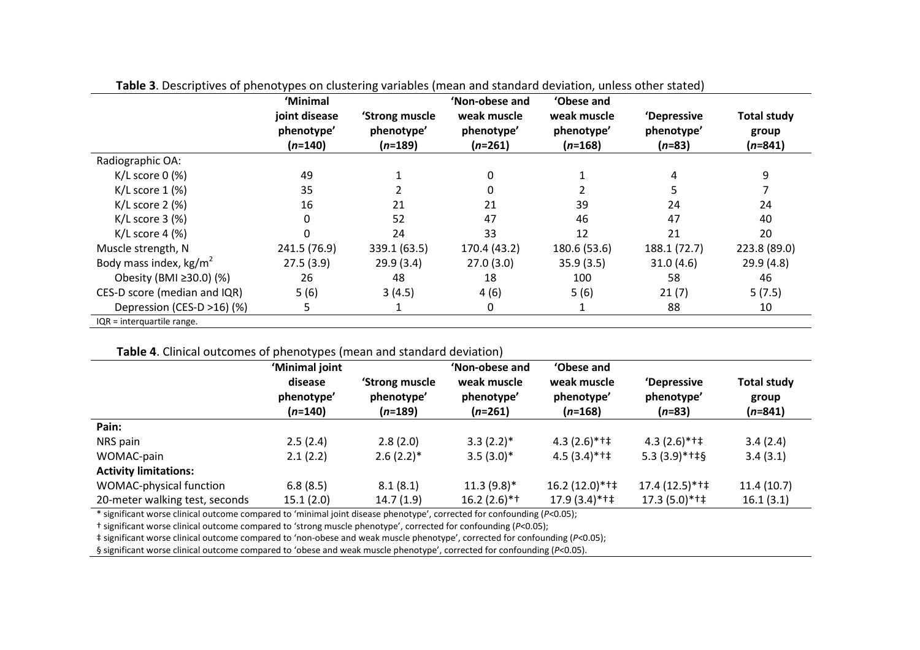**Table 3**. Descriptives of phenotypes on clustering variables (mean and standard deviation, unless other stated)

| | 'Minimal joint disease phenotype' (*n*=140) | 'Strong muscle phenotype' (*n*=189) | 'Non-obese and weak muscle phenotype' (*n*=261) | 'Obese and weak muscle phenotype' (*n*=168) | 'Depressive phenotype' (*n*=83) | Total study group (*n*=841) |
|---|---|---|---|---|---|---|
| Radiographic OA: | | | | | | |
| K/L score 0 (%) | 49 | 1 | 0 | 1 | 4 | 9 |
| K/L score 1 (%) | 35 | 2 | 0 | 2 | 5 | 7 |
| K/L score 2 (%) | 16 | 21 | 21 | 39 | 24 | 24 |
| K/L score 3 (%) | 0 | 52 | 47 | 46 | 47 | 40 |
| K/L score 4 (%) | 0 | 24 | 33 | 12 | 21 | 20 |
| Muscle strength, N | 241.5 (76.9) | 339.1 (63.5) | 170.4 (43.2) | 180.6 (53.6) | 188.1 (72.7) | 223.8 (89.0) |
| Body mass index, kg/m$^2$ | 27.5 (3.9) | 29.9 (3.4) | 27.0 (3.0) | 35.9 (3.5) | 31.0 (4.6) | 29.9 (4.8) |
| Obesity (BMI ≥30.0) (%) | 26 | 48 | 18 | 100 | 58 | 46 |
| CES-D score (median and IQR) | 5 (6) | 3 (4.5) | 4 (6) | 5 (6) | 21 (7) | 5 (7.5) |
| Depression (CES-D >16) (%) | 5 | 1 | 0 | 1 | 88 | 10 |

IQR = interquartile range.

**Table 4**. Clinical outcomes of phenotypes (mean and standard deviation)

| | 'Minimal joint disease phenotype' (*n*=140) | 'Strong muscle phenotype' (*n*=189) | 'Non-obese and weak muscle phenotype' (*n*=261) | 'Obese and weak muscle phenotype' (*n*=168) | 'Depressive phenotype' (*n*=83) | Total study group (*n*=841) |
|---|---|---|---|---|---|---|
| **Pain:** | | | | | | |
| NRS pain | 2.5 (2.4) | 2.8 (2.0) | 3.3 (2.2)* | 4.3 (2.6)*†‡ | 4.3 (2.6)*†‡ | 3.4 (2.4) |
| WOMAC-pain | 2.1 (2.2) | 2.6 (2.2)* | 3.5 (3.0)* | 4.5 (3.4)*†‡ | 5.3 (3.9)*†‡§ | 3.4 (3.1) |
| **Activity limitations:** | | | | | | |
| WOMAC-physical function | 6.8 (8.5) | 8.1 (8.1) | 11.3 (9.8)* | 16.2 (12.0)*†‡ | 17.4 (12.5)*†‡ | 11.4 (10.7) |
| 20-meter walking test, seconds | 15.1 (2.0) | 14.7 (1.9) | 16.2 (2.6)*† | 17.9 (3.4)*†‡ | 17.3 (5.0)*†‡ | 16.1 (3.1) |

* significant worse clinical outcome compared to 'minimal joint disease phenotype', corrected for confounding ($P$<0.05);

† significant worse clinical outcome compared to 'strong muscle phenotype', corrected for confounding ($P$<0.05);

‡ significant worse clinical outcome compared to 'non-obese and weak muscle phenotype', corrected for confounding ($P$<0.05);

§ significant worse clinical outcome compared to 'obese and weak muscle phenotype', corrected for confounding ($P$<0.05).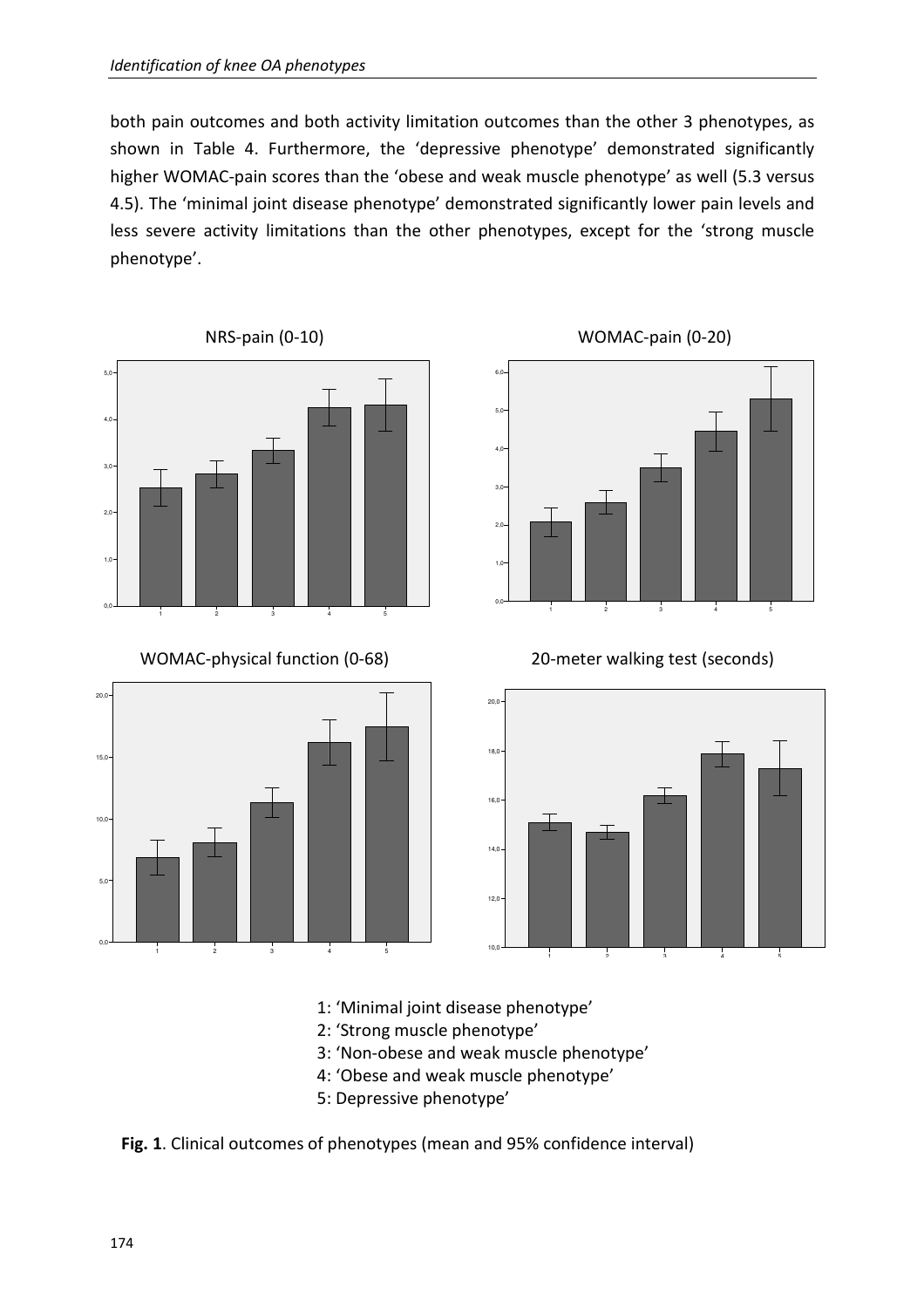both pain outcomes and both activity limitation outcomes than the other 3 phenotypes, as shown in Table 4. Furthermore, the 'depressive phenotype' demonstrated significantly higher WOMAC-pain scores than the 'obese and weak muscle phenotype' as well (5.3 versus 4.5). The 'minimal joint disease phenotype' demonstrated significantly lower pain levels and less severe activity limitations than the other phenotypes, except for the 'strong muscle phenotype'.

NRS-pain (0-10)

WOMAC-pain (0-20)

WOMAC-physical function (0-68)

20-meter walking test (seconds)

1: 'Minimal joint disease phenotype'
2: 'Strong muscle phenotype'
3: 'Non-obese and weak muscle phenotype'
4: 'Obese and weak muscle phenotype'
5: Depressive phenotype'

**Fig. 1**. Clinical outcomes of phenotypes (mean and 95% confidence interval)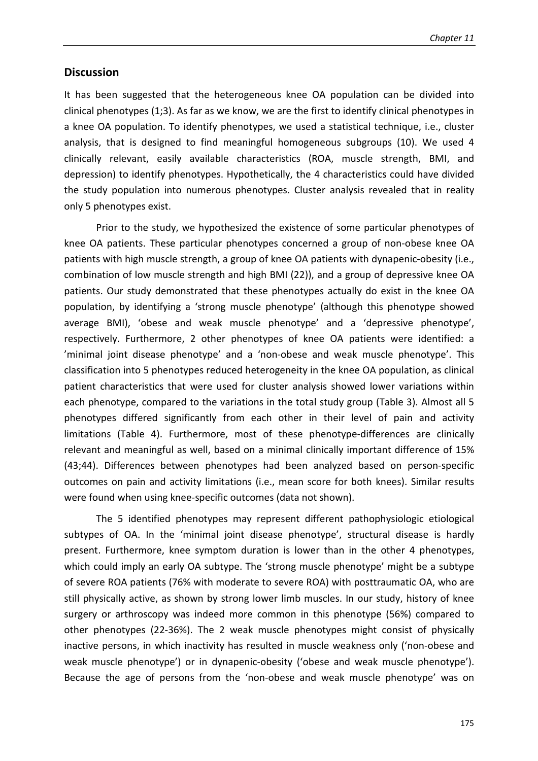## Discussion

It has been suggested that the heterogeneous knee OA population can be divided into clinical phenotypes (1;3). As far as we know, we are the first to identify clinical phenotypes in a knee OA population. To identify phenotypes, we used a statistical technique, i.e., cluster analysis, that is designed to find meaningful homogeneous subgroups (10). We used 4 clinically relevant, easily available characteristics (ROA, muscle strength, BMI, and depression) to identify phenotypes. Hypothetically, the 4 characteristics could have divided the study population into numerous phenotypes. Cluster analysis revealed that in reality only 5 phenotypes exist.

Prior to the study, we hypothesized the existence of some particular phenotypes of knee OA patients. These particular phenotypes concerned a group of non-obese knee OA patients with high muscle strength, a group of knee OA patients with dynapenic-obesity (i.e., combination of low muscle strength and high BMI (22)), and a group of depressive knee OA patients. Our study demonstrated that these phenotypes actually do exist in the knee OA population, by identifying a 'strong muscle phenotype' (although this phenotype showed average BMI), 'obese and weak muscle phenotype' and a 'depressive phenotype', respectively. Furthermore, 2 other phenotypes of knee OA patients were identified: a 'minimal joint disease phenotype' and a 'non-obese and weak muscle phenotype'. This classification into 5 phenotypes reduced heterogeneity in the knee OA population, as clinical patient characteristics that were used for cluster analysis showed lower variations within each phenotype, compared to the variations in the total study group (Table 3). Almost all 5 phenotypes differed significantly from each other in their level of pain and activity limitations (Table 4). Furthermore, most of these phenotype-differences are clinically relevant and meaningful as well, based on a minimal clinically important difference of 15% (43;44). Differences between phenotypes had been analyzed based on person-specific outcomes on pain and activity limitations (i.e., mean score for both knees). Similar results were found when using knee-specific outcomes (data not shown).

The 5 identified phenotypes may represent different pathophysiologic etiological subtypes of OA. In the 'minimal joint disease phenotype', structural disease is hardly present. Furthermore, knee symptom duration is lower than in the other 4 phenotypes, which could imply an early OA subtype. The 'strong muscle phenotype' might be a subtype of severe ROA patients (76% with moderate to severe ROA) with posttraumatic OA, who are still physically active, as shown by strong lower limb muscles. In our study, history of knee surgery or arthroscopy was indeed more common in this phenotype (56%) compared to other phenotypes (22-36%). The 2 weak muscle phenotypes might consist of physically inactive persons, in which inactivity has resulted in muscle weakness only ('non-obese and weak muscle phenotype') or in dynapenic-obesity ('obese and weak muscle phenotype'). Because the age of persons from the 'non-obese and weak muscle phenotype' was on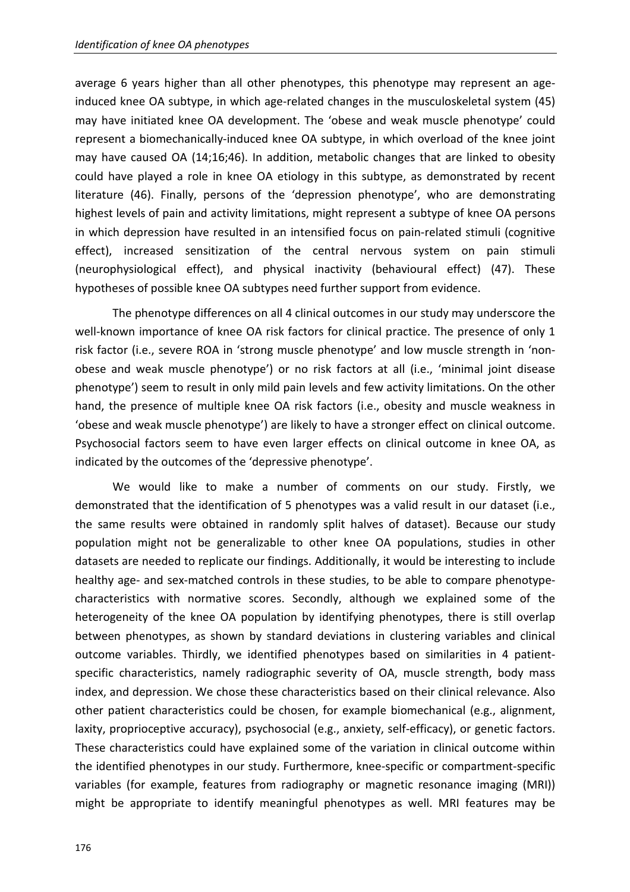average 6 years higher than all other phenotypes, this phenotype may represent an age-induced knee OA subtype, in which age-related changes in the musculoskeletal system (45) may have initiated knee OA development. The 'obese and weak muscle phenotype' could represent a biomechanically-induced knee OA subtype, in which overload of the knee joint may have caused OA (14;16;46). In addition, metabolic changes that are linked to obesity could have played a role in knee OA etiology in this subtype, as demonstrated by recent literature (46). Finally, persons of the 'depression phenotype', who are demonstrating highest levels of pain and activity limitations, might represent a subtype of knee OA persons in which depression have resulted in an intensified focus on pain-related stimuli (cognitive effect), increased sensitization of the central nervous system on pain stimuli (neurophysiological effect), and physical inactivity (behavioural effect) (47). These hypotheses of possible knee OA subtypes need further support from evidence.

The phenotype differences on all 4 clinical outcomes in our study may underscore the well-known importance of knee OA risk factors for clinical practice. The presence of only 1 risk factor (i.e., severe ROA in 'strong muscle phenotype' and low muscle strength in 'non-obese and weak muscle phenotype') or no risk factors at all (i.e., 'minimal joint disease phenotype') seem to result in only mild pain levels and few activity limitations. On the other hand, the presence of multiple knee OA risk factors (i.e., obesity and muscle weakness in 'obese and weak muscle phenotype') are likely to have a stronger effect on clinical outcome. Psychosocial factors seem to have even larger effects on clinical outcome in knee OA, as indicated by the outcomes of the 'depressive phenotype'.

We would like to make a number of comments on our study. Firstly, we demonstrated that the identification of 5 phenotypes was a valid result in our dataset (i.e., the same results were obtained in randomly split halves of dataset). Because our study population might not be generalizable to other knee OA populations, studies in other datasets are needed to replicate our findings. Additionally, it would be interesting to include healthy age- and sex-matched controls in these studies, to be able to compare phenotype-characteristics with normative scores. Secondly, although we explained some of the heterogeneity of the knee OA population by identifying phenotypes, there is still overlap between phenotypes, as shown by standard deviations in clustering variables and clinical outcome variables. Thirdly, we identified phenotypes based on similarities in 4 patient-specific characteristics, namely radiographic severity of OA, muscle strength, body mass index, and depression. We chose these characteristics based on their clinical relevance. Also other patient characteristics could be chosen, for example biomechanical (e.g., alignment, laxity, proprioceptive accuracy), psychosocial (e.g., anxiety, self-efficacy), or genetic factors. These characteristics could have explained some of the variation in clinical outcome within the identified phenotypes in our study. Furthermore, knee-specific or compartment-specific variables (for example, features from radiography or magnetic resonance imaging (MRI)) might be appropriate to identify meaningful phenotypes as well. MRI features may be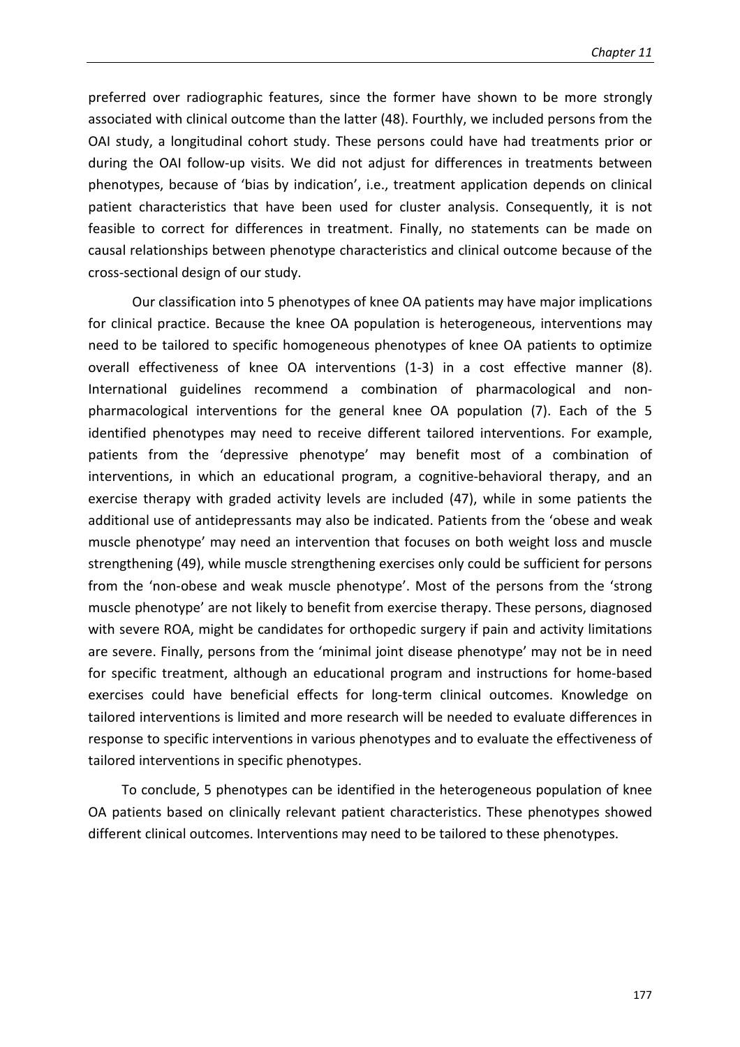preferred over radiographic features, since the former have shown to be more strongly associated with clinical outcome than the latter (48). Fourthly, we included persons from the OAI study, a longitudinal cohort study. These persons could have had treatments prior or during the OAI follow-up visits. We did not adjust for differences in treatments between phenotypes, because of 'bias by indication', i.e., treatment application depends on clinical patient characteristics that have been used for cluster analysis. Consequently, it is not feasible to correct for differences in treatment. Finally, no statements can be made on causal relationships between phenotype characteristics and clinical outcome because of the cross-sectional design of our study.

Our classification into 5 phenotypes of knee OA patients may have major implications for clinical practice. Because the knee OA population is heterogeneous, interventions may need to be tailored to specific homogeneous phenotypes of knee OA patients to optimize overall effectiveness of knee OA interventions (1-3) in a cost effective manner (8). International guidelines recommend a combination of pharmacological and non-pharmacological interventions for the general knee OA population (7). Each of the 5 identified phenotypes may need to receive different tailored interventions. For example, patients from the 'depressive phenotype' may benefit most of a combination of interventions, in which an educational program, a cognitive-behavioral therapy, and an exercise therapy with graded activity levels are included (47), while in some patients the additional use of antidepressants may also be indicated. Patients from the 'obese and weak muscle phenotype' may need an intervention that focuses on both weight loss and muscle strengthening (49), while muscle strengthening exercises only could be sufficient for persons from the 'non-obese and weak muscle phenotype'. Most of the persons from the 'strong muscle phenotype' are not likely to benefit from exercise therapy. These persons, diagnosed with severe ROA, might be candidates for orthopedic surgery if pain and activity limitations are severe. Finally, persons from the 'minimal joint disease phenotype' may not be in need for specific treatment, although an educational program and instructions for home-based exercises could have beneficial effects for long-term clinical outcomes. Knowledge on tailored interventions is limited and more research will be needed to evaluate differences in response to specific interventions in various phenotypes and to evaluate the effectiveness of tailored interventions in specific phenotypes.

To conclude, 5 phenotypes can be identified in the heterogeneous population of knee OA patients based on clinically relevant patient characteristics. These phenotypes showed different clinical outcomes. Interventions may need to be tailored to these phenotypes.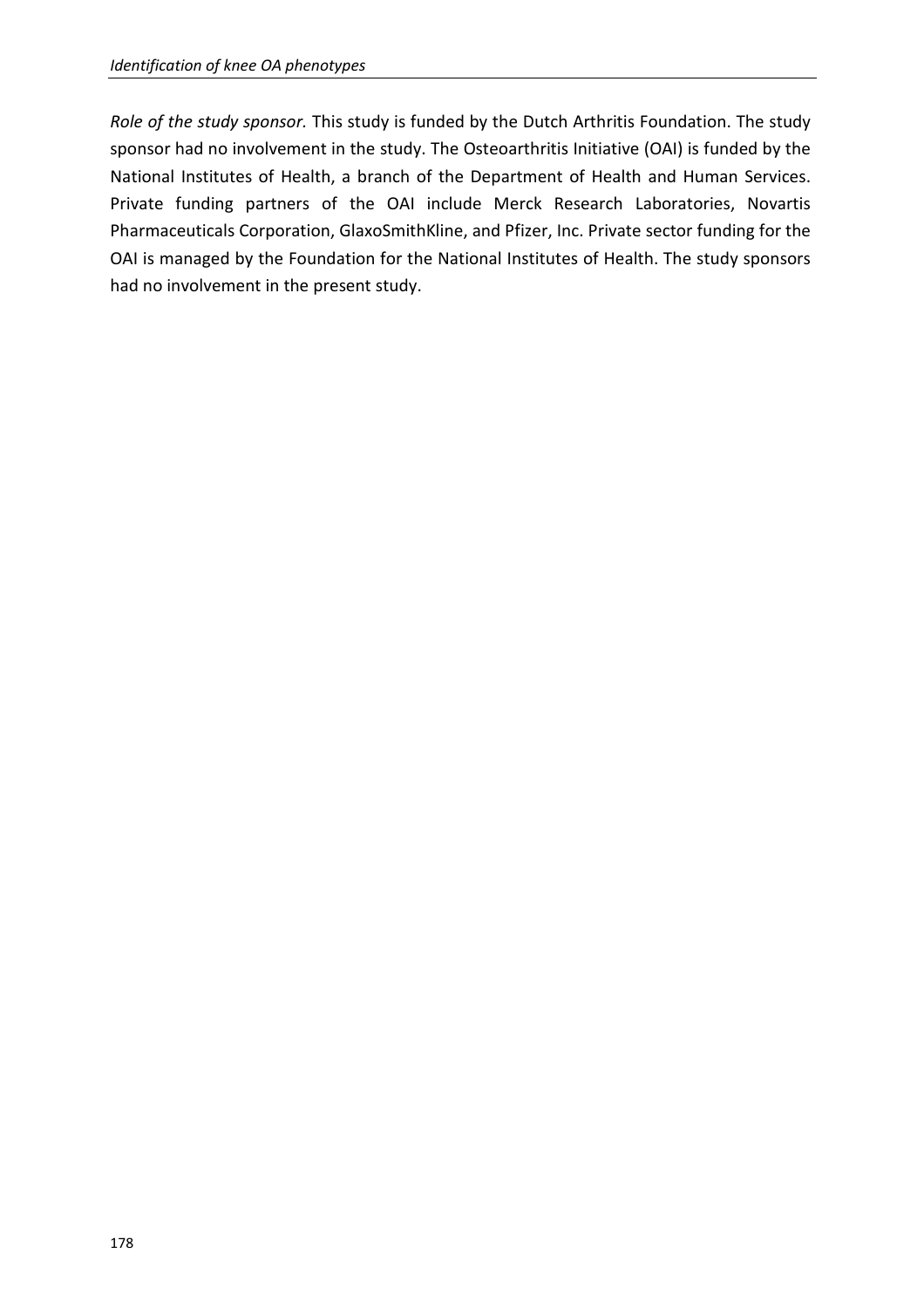*Role of the study sponsor.* This study is funded by the Dutch Arthritis Foundation. The study sponsor had no involvement in the study. The Osteoarthritis Initiative (OAI) is funded by the National Institutes of Health, a branch of the Department of Health and Human Services. Private funding partners of the OAI include Merck Research Laboratories, Novartis Pharmaceuticals Corporation, GlaxoSmithKline, and Pfizer, Inc. Private sector funding for the OAI is managed by the Foundation for the National Institutes of Health. The study sponsors had no involvement in the present study.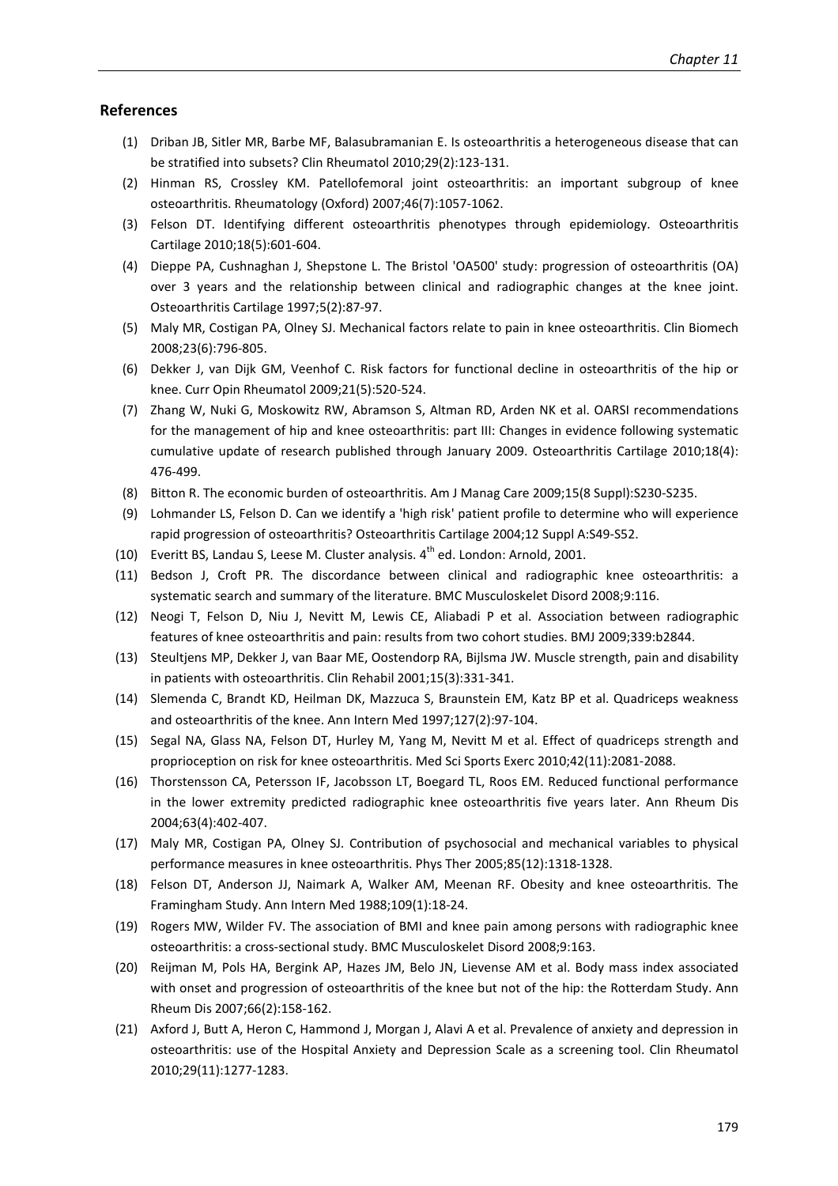## References

(1) Driban JB, Sitler MR, Barbe MF, Balasubramanian E. Is osteoarthritis a heterogeneous disease that can be stratified into subsets? Clin Rheumatol 2010;29(2):123-131.

(2) Hinman RS, Crossley KM. Patellofemoral joint osteoarthritis: an important subgroup of knee osteoarthritis. Rheumatology (Oxford) 2007;46(7):1057-1062.

(3) Felson DT. Identifying different osteoarthritis phenotypes through epidemiology. Osteoarthritis Cartilage 2010;18(5):601-604.

(4) Dieppe PA, Cushnaghan J, Shepstone L. The Bristol 'OA500' study: progression of osteoarthritis (OA) over 3 years and the relationship between clinical and radiographic changes at the knee joint. Osteoarthritis Cartilage 1997;5(2):87-97.

(5) Maly MR, Costigan PA, Olney SJ. Mechanical factors relate to pain in knee osteoarthritis. Clin Biomech 2008;23(6):796-805.

(6) Dekker J, van Dijk GM, Veenhof C. Risk factors for functional decline in osteoarthritis of the hip or knee. Curr Opin Rheumatol 2009;21(5):520-524.

(7) Zhang W, Nuki G, Moskowitz RW, Abramson S, Altman RD, Arden NK et al. OARSI recommendations for the management of hip and knee osteoarthritis: part III: Changes in evidence following systematic cumulative update of research published through January 2009. Osteoarthritis Cartilage 2010;18(4): 476-499.

(8) Bitton R. The economic burden of osteoarthritis. Am J Manag Care 2009;15(8 Suppl):S230-S235.

(9) Lohmander LS, Felson D. Can we identify a 'high risk' patient profile to determine who will experience rapid progression of osteoarthritis? Osteoarthritis Cartilage 2004;12 Suppl A:S49-S52.

(10) Everitt BS, Landau S, Leese M. Cluster analysis. 4th ed. London: Arnold, 2001.

(11) Bedson J, Croft PR. The discordance between clinical and radiographic knee osteoarthritis: a systematic search and summary of the literature. BMC Musculoskelet Disord 2008;9:116.

(12) Neogi T, Felson D, Niu J, Nevitt M, Lewis CE, Aliabadi P et al. Association between radiographic features of knee osteoarthritis and pain: results from two cohort studies. BMJ 2009;339:b2844.

(13) Steultjens MP, Dekker J, van Baar ME, Oostendorp RA, Bijlsma JW. Muscle strength, pain and disability in patients with osteoarthritis. Clin Rehabil 2001;15(3):331-341.

(14) Slemenda C, Brandt KD, Heilman DK, Mazzuca S, Braunstein EM, Katz BP et al. Quadriceps weakness and osteoarthritis of the knee. Ann Intern Med 1997;127(2):97-104.

(15) Segal NA, Glass NA, Felson DT, Hurley M, Yang M, Nevitt M et al. Effect of quadriceps strength and proprioception on risk for knee osteoarthritis. Med Sci Sports Exerc 2010;42(11):2081-2088.

(16) Thorstensson CA, Petersson IF, Jacobsson LT, Boegard TL, Roos EM. Reduced functional performance in the lower extremity predicted radiographic knee osteoarthritis five years later. Ann Rheum Dis 2004;63(4):402-407.

(17) Maly MR, Costigan PA, Olney SJ. Contribution of psychosocial and mechanical variables to physical performance measures in knee osteoarthritis. Phys Ther 2005;85(12):1318-1328.

(18) Felson DT, Anderson JJ, Naimark A, Walker AM, Meenan RF. Obesity and knee osteoarthritis. The Framingham Study. Ann Intern Med 1988;109(1):18-24.

(19) Rogers MW, Wilder FV. The association of BMI and knee pain among persons with radiographic knee osteoarthritis: a cross-sectional study. BMC Musculoskelet Disord 2008;9:163.

(20) Reijman M, Pols HA, Bergink AP, Hazes JM, Belo JN, Lievense AM et al. Body mass index associated with onset and progression of osteoarthritis of the knee but not of the hip: the Rotterdam Study. Ann Rheum Dis 2007;66(2):158-162.

(21) Axford J, Butt A, Heron C, Hammond J, Morgan J, Alavi A et al. Prevalence of anxiety and depression in osteoarthritis: use of the Hospital Anxiety and Depression Scale as a screening tool. Clin Rheumatol 2010;29(11):1277-1283.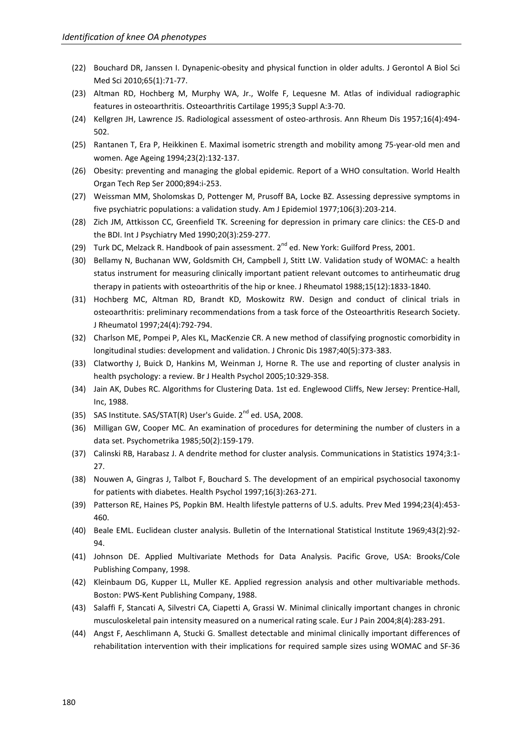(22) Bouchard DR, Janssen I. Dynapenic-obesity and physical function in older adults. J Gerontol A Biol Sci Med Sci 2010;65(1):71-77.

(23) Altman RD, Hochberg M, Murphy WA, Jr., Wolfe F, Lequesne M. Atlas of individual radiographic features in osteoarthritis. Osteoarthritis Cartilage 1995;3 Suppl A:3-70.

(24) Kellgren JH, Lawrence JS. Radiological assessment of osteo-arthrosis. Ann Rheum Dis 1957;16(4):494-502.

(25) Rantanen T, Era P, Heikkinen E. Maximal isometric strength and mobility among 75-year-old men and women. Age Ageing 1994;23(2):132-137.

(26) Obesity: preventing and managing the global epidemic. Report of a WHO consultation. World Health Organ Tech Rep Ser 2000;894:i-253.

(27) Weissman MM, Sholomskas D, Pottenger M, Prusoff BA, Locke BZ. Assessing depressive symptoms in five psychiatric populations: a validation study. Am J Epidemiol 1977;106(3):203-214.

(28) Zich JM, Attkisson CC, Greenfield TK. Screening for depression in primary care clinics: the CES-D and the BDI. Int J Psychiatry Med 1990;20(3):259-277.

(29) Turk DC, Melzack R. Handbook of pain assessment. 2nd ed. New York: Guilford Press, 2001.

(30) Bellamy N, Buchanan WW, Goldsmith CH, Campbell J, Stitt LW. Validation study of WOMAC: a health status instrument for measuring clinically important patient relevant outcomes to antirheumatic drug therapy in patients with osteoarthritis of the hip or knee. J Rheumatol 1988;15(12):1833-1840.

(31) Hochberg MC, Altman RD, Brandt KD, Moskowitz RW. Design and conduct of clinical trials in osteoarthritis: preliminary recommendations from a task force of the Osteoarthritis Research Society. J Rheumatol 1997;24(4):792-794.

(32) Charlson ME, Pompei P, Ales KL, MacKenzie CR. A new method of classifying prognostic comorbidity in longitudinal studies: development and validation. J Chronic Dis 1987;40(5):373-383.

(33) Clatworthy J, Buick D, Hankins M, Weinman J, Horne R. The use and reporting of cluster analysis in health psychology: a review. Br J Health Psychol 2005;10:329-358.

(34) Jain AK, Dubes RC. Algorithms for Clustering Data. 1st ed. Englewood Cliffs, New Jersey: Prentice-Hall, Inc, 1988.

(35) SAS Institute. SAS/STAT(R) User's Guide. 2nd ed. USA, 2008.

(36) Milligan GW, Cooper MC. An examination of procedures for determining the number of clusters in a data set. Psychometrika 1985;50(2):159-179.

(37) Calinski RB, Harabasz J. A dendrite method for cluster analysis. Communications in Statistics 1974;3:1-27.

(38) Nouwen A, Gingras J, Talbot F, Bouchard S. The development of an empirical psychosocial taxonomy for patients with diabetes. Health Psychol 1997;16(3):263-271.

(39) Patterson RE, Haines PS, Popkin BM. Health lifestyle patterns of U.S. adults. Prev Med 1994;23(4):453-460.

(40) Beale EML. Euclidean cluster analysis. Bulletin of the International Statistical Institute 1969;43(2):92-94.

(41) Johnson DE. Applied Multivariate Methods for Data Analysis. Pacific Grove, USA: Brooks/Cole Publishing Company, 1998.

(42) Kleinbaum DG, Kupper LL, Muller KE. Applied regression analysis and other multivariable methods. Boston: PWS-Kent Publishing Company, 1988.

(43) Salaffi F, Stancati A, Silvestri CA, Ciapetti A, Grassi W. Minimal clinically important changes in chronic musculoskeletal pain intensity measured on a numerical rating scale. Eur J Pain 2004;8(4):283-291.

(44) Angst F, Aeschlimann A, Stucki G. Smallest detectable and minimal clinically important differences of rehabilitation intervention with their implications for required sample sizes using WOMAC and SF-36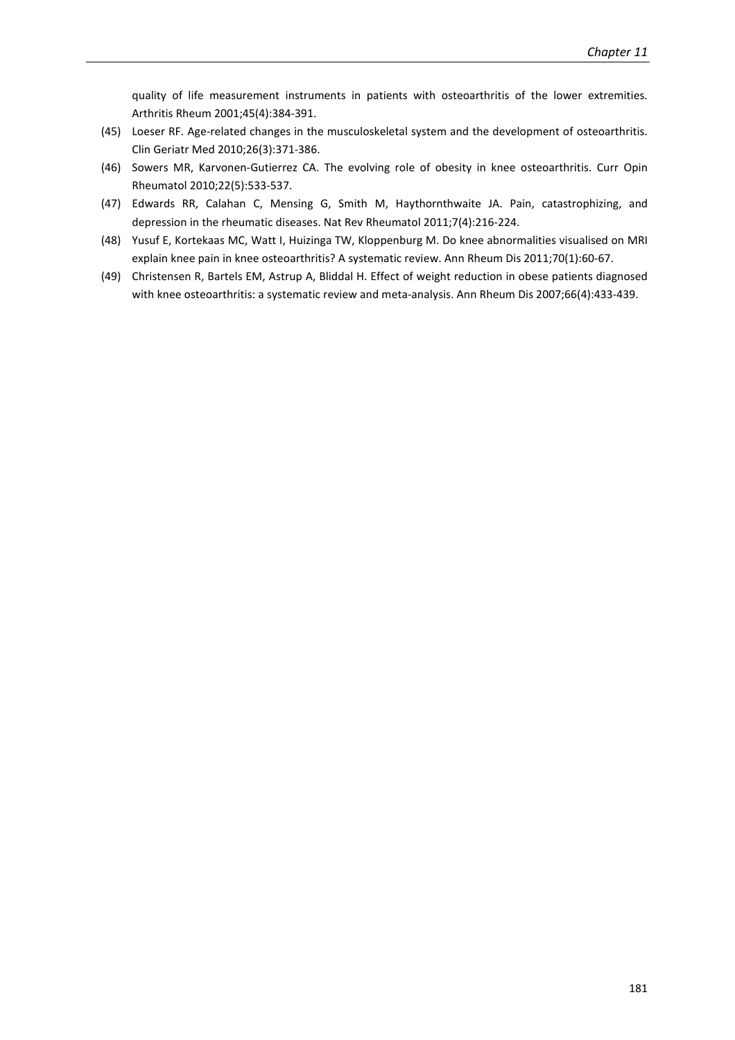quality of life measurement instruments in patients with osteoarthritis of the lower extremities. Arthritis Rheum 2001;45(4):384-391.

(45) Loeser RF. Age-related changes in the musculoskeletal system and the development of osteoarthritis. Clin Geriatr Med 2010;26(3):371-386.

(46) Sowers MR, Karvonen-Gutierrez CA. The evolving role of obesity in knee osteoarthritis. Curr Opin Rheumatol 2010;22(5):533-537.

(47) Edwards RR, Calahan C, Mensing G, Smith M, Haythornthwaite JA. Pain, catastrophizing, and depression in the rheumatic diseases. Nat Rev Rheumatol 2011;7(4):216-224.

(48) Yusuf E, Kortekaas MC, Watt I, Huizinga TW, Kloppenburg M. Do knee abnormalities visualised on MRI explain knee pain in knee osteoarthritis? A systematic review. Ann Rheum Dis 2011;70(1):60-67.

(49) Christensen R, Bartels EM, Astrup A, Bliddal H. Effect of weight reduction in obese patients diagnosed with knee osteoarthritis: a systematic review and meta-analysis. Ann Rheum Dis 2007;66(4):433-439.